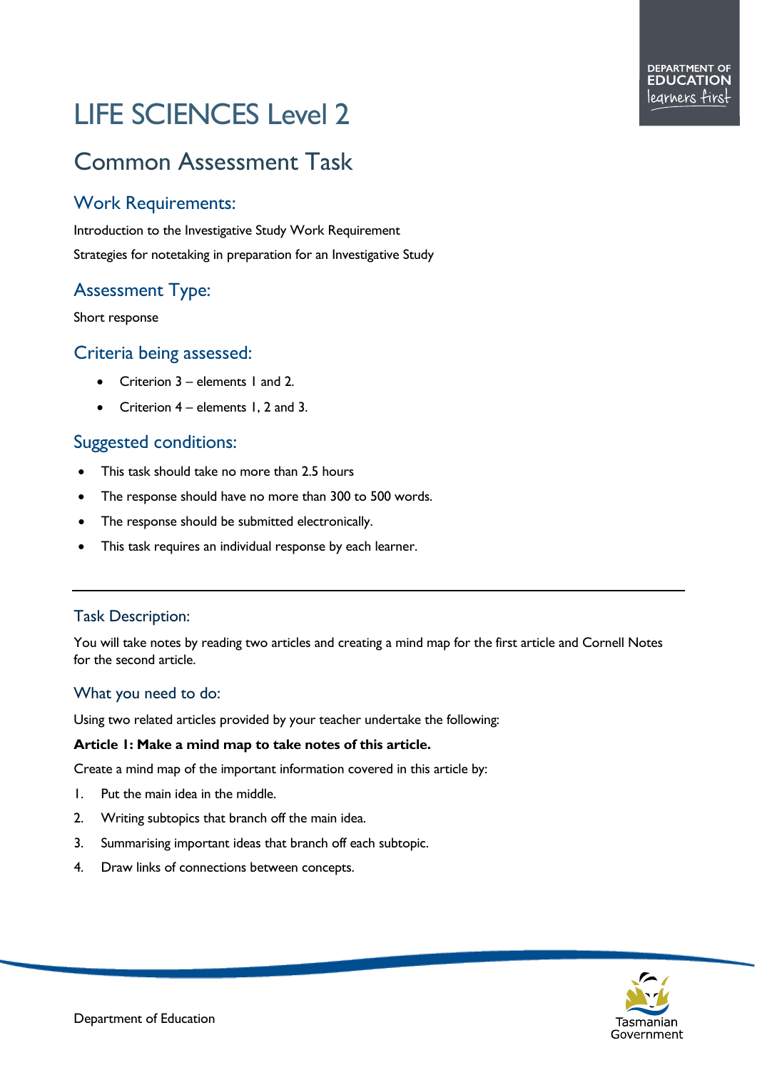# LIFE SCIENCES Level 2

## Common Assessment Task

### Work Requirements:

Introduction to the Investigative Study Work Requirement

Strategies for notetaking in preparation for an Investigative Study

### Assessment Type:

Short response

### Criteria being assessed:

- Criterion 3 – elements 1 and 2.
- Criterion 4 – elements 1, 2 and 3.

### Suggested conditions:

- This task should take no more than 2.5 hours
- The response should have no more than 300 to 500 words.
- The response should be submitted electronically.
- This task requires an individual response by each learner.

---

### Task Description:

You will take notes by reading two articles and creating a mind map for the first article and Cornell Notes for the second article.

### What you need to do:

Using two related articles provided by your teacher undertake the following:

**Article 1: Make a mind map to take notes of this article.**

Create a mind map of the important information covered in this article by:

1. Put the main idea in the middle.
2. Writing subtopics that branch off the main idea.
3. Summarising important ideas that branch off each subtopic.
4. Draw links of connections between concepts.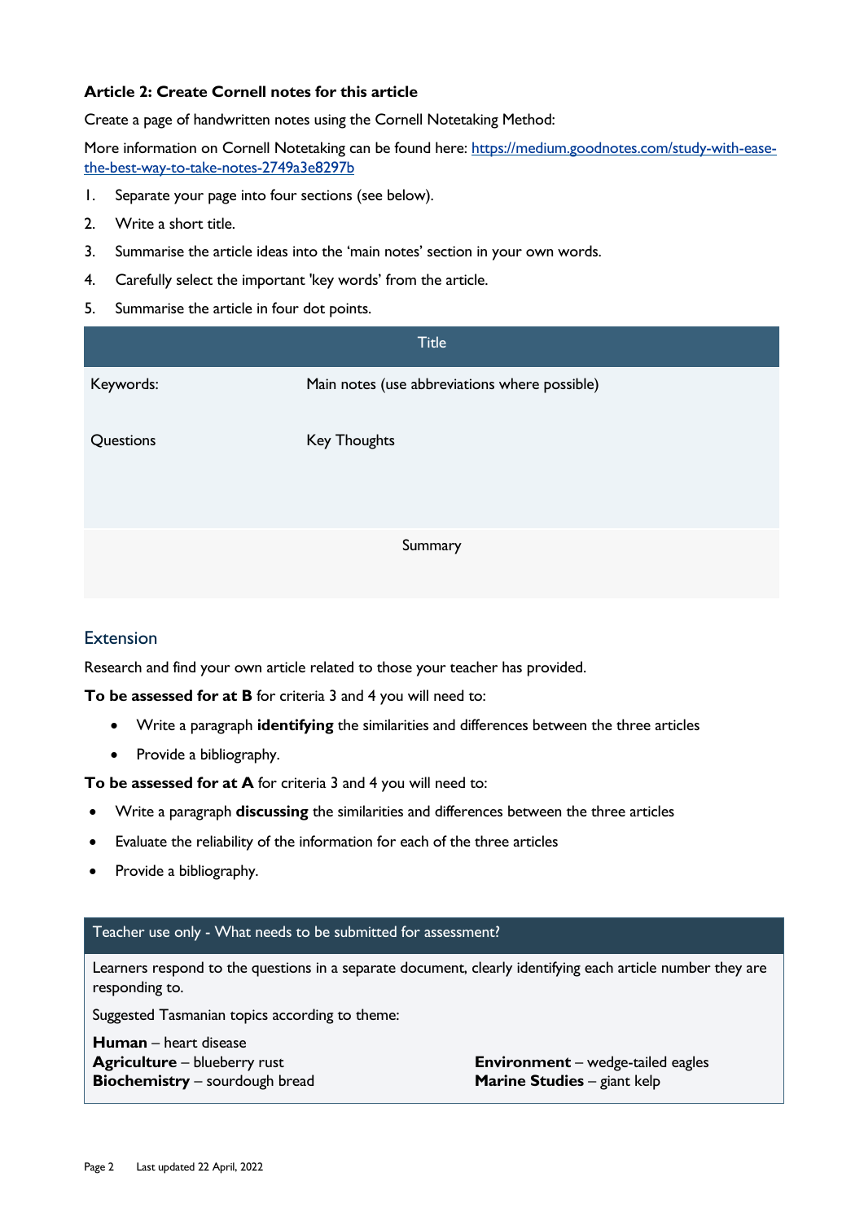**Article 2: Create Cornell notes for this article**

Create a page of handwritten notes using the Cornell Notetaking Method:

More information on Cornell Notetaking can be found here: [https://medium.goodnotes.com/study-with-ease-the-best-way-to-take-notes-2749a3e8297b](https://medium.goodnotes.com/study-with-ease-the-best-way-to-take-notes-2749a3e8297b)

1. Separate your page into four sections (see below).
2. Write a short title.
3. Summarise the article ideas into the 'main notes' section in your own words.
4. Carefully select the important 'key words' from the article.
5. Summarise the article in four dot points.

| Title | |
|---|---|
| Keywords: | Main notes (use abbreviations where possible) |
| Questions | Key Thoughts |
| Summary | |

## Extension

Research and find your own article related to those your teacher has provided.

**To be assessed for at B** for criteria 3 and 4 you will need to:

- Write a paragraph **identifying** the similarities and differences between the three articles
- Provide a bibliography.

**To be assessed for at A** for criteria 3 and 4 you will need to:

- Write a paragraph **discussing** the similarities and differences between the three articles
- Evaluate the reliability of the information for each of the three articles
- Provide a bibliography.

| Teacher use only - What needs to be submitted for assessment? |
|---|
| Learners respond to the questions in a separate document, clearly identifying each article number they are responding to.<br><br>Suggested Tasmanian topics according to theme:<br><br>**Human** – heart disease<br>**Agriculture** – blueberry rust<br>**Biochemistry** – sourdough bread<br>**Environment** – wedge-tailed eagles<br>**Marine Studies** – giant kelp |